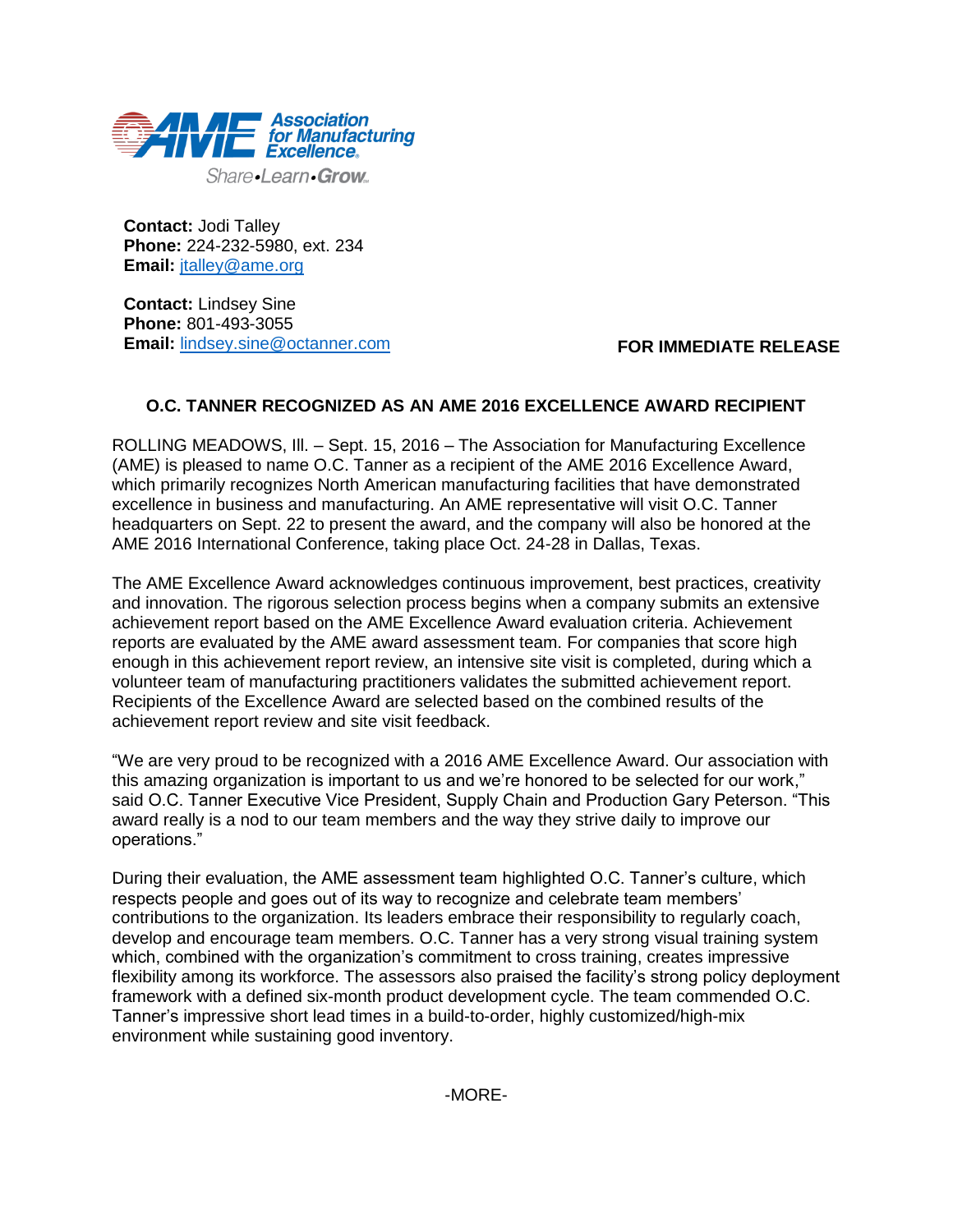Association for Manufacturing Excellence

Share•Learn•Grow

**Contact:** Jodi Talley
**Phone:** 224-232-5980, ext. 234
**Email:** jtalley@ame.org

**Contact:** Lindsey Sine
**Phone:** 801-493-3055
**Email:** lindsey.sine@octanner.com

**FOR IMMEDIATE RELEASE**

# O.C. TANNER RECOGNIZED AS AN AME 2016 EXCELLENCE AWARD RECIPIENT

ROLLING MEADOWS, Ill. – Sept. 15, 2016 – The Association for Manufacturing Excellence (AME) is pleased to name O.C. Tanner as a recipient of the AME 2016 Excellence Award, which primarily recognizes North American manufacturing facilities that have demonstrated excellence in business and manufacturing. An AME representative will visit O.C. Tanner headquarters on Sept. 22 to present the award, and the company will also be honored at the AME 2016 International Conference, taking place Oct. 24-28 in Dallas, Texas.

The AME Excellence Award acknowledges continuous improvement, best practices, creativity and innovation. The rigorous selection process begins when a company submits an extensive achievement report based on the AME Excellence Award evaluation criteria. Achievement reports are evaluated by the AME award assessment team. For companies that score high enough in this achievement report review, an intensive site visit is completed, during which a volunteer team of manufacturing practitioners validates the submitted achievement report. Recipients of the Excellence Award are selected based on the combined results of the achievement report review and site visit feedback.

"We are very proud to be recognized with a 2016 AME Excellence Award. Our association with this amazing organization is important to us and we're honored to be selected for our work," said O.C. Tanner Executive Vice President, Supply Chain and Production Gary Peterson. "This award really is a nod to our team members and the way they strive daily to improve our operations."

During their evaluation, the AME assessment team highlighted O.C. Tanner's culture, which respects people and goes out of its way to recognize and celebrate team members' contributions to the organization. Its leaders embrace their responsibility to regularly coach, develop and encourage team members. O.C. Tanner has a very strong visual training system which, combined with the organization's commitment to cross training, creates impressive flexibility among its workforce. The assessors also praised the facility's strong policy deployment framework with a defined six-month product development cycle. The team commended O.C. Tanner's impressive short lead times in a build-to-order, highly customized/high-mix environment while sustaining good inventory.

-MORE-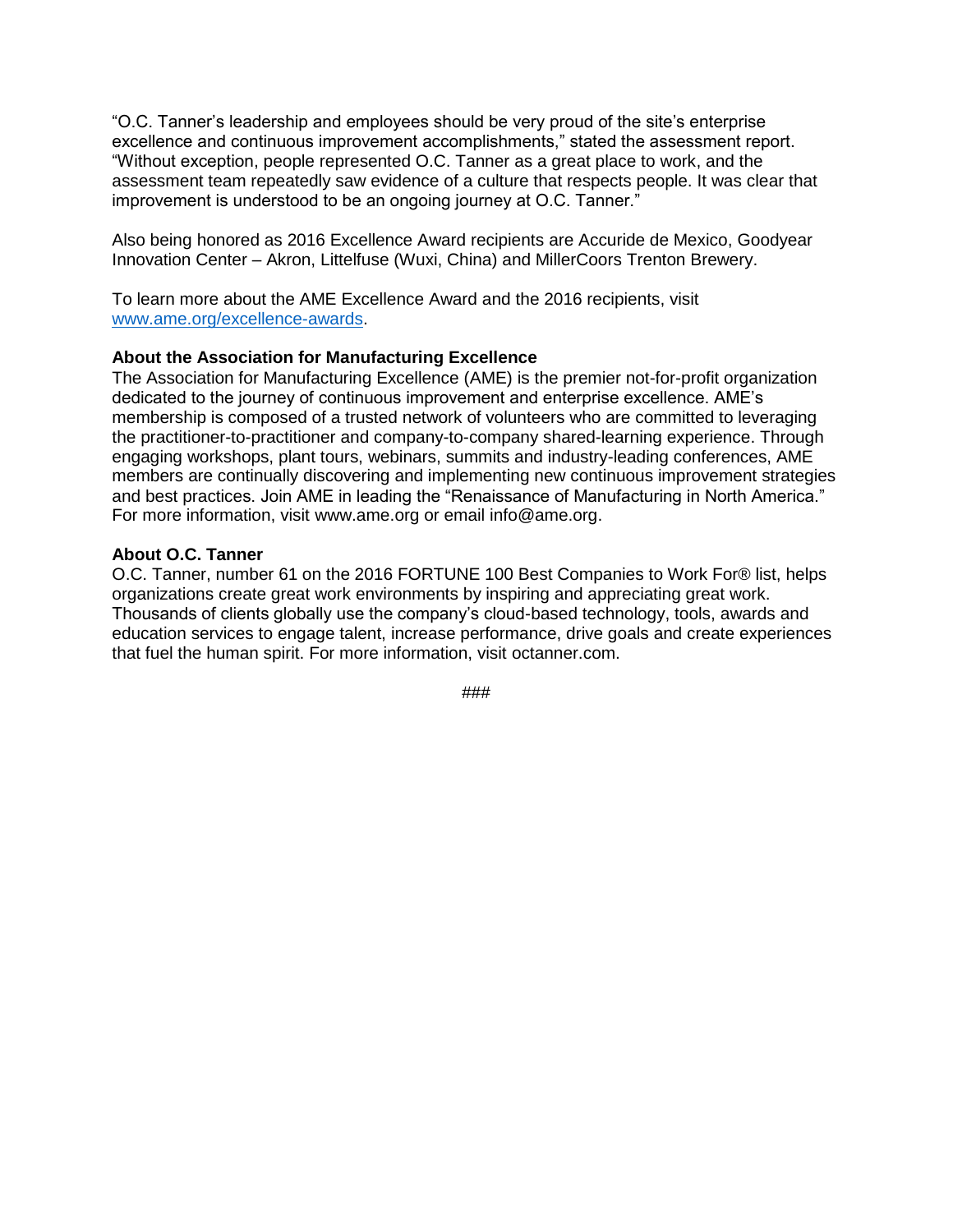"O.C. Tanner's leadership and employees should be very proud of the site's enterprise excellence and continuous improvement accomplishments," stated the assessment report. "Without exception, people represented O.C. Tanner as a great place to work, and the assessment team repeatedly saw evidence of a culture that respects people. It was clear that improvement is understood to be an ongoing journey at O.C. Tanner."

Also being honored as 2016 Excellence Award recipients are Accuride de Mexico, Goodyear Innovation Center – Akron, Littelfuse (Wuxi, China) and MillerCoors Trenton Brewery.

To learn more about the AME Excellence Award and the 2016 recipients, visit www.ame.org/excellence-awards.

**About the Association for Manufacturing Excellence**
The Association for Manufacturing Excellence (AME) is the premier not-for-profit organization dedicated to the journey of continuous improvement and enterprise excellence. AME's membership is composed of a trusted network of volunteers who are committed to leveraging the practitioner-to-practitioner and company-to-company shared-learning experience. Through engaging workshops, plant tours, webinars, summits and industry-leading conferences, AME members are continually discovering and implementing new continuous improvement strategies and best practices. Join AME in leading the "Renaissance of Manufacturing in North America." For more information, visit www.ame.org or email info@ame.org.

**About O.C. Tanner**
O.C. Tanner, number 61 on the 2016 FORTUNE 100 Best Companies to Work For® list, helps organizations create great work environments by inspiring and appreciating great work. Thousands of clients globally use the company's cloud-based technology, tools, awards and education services to engage talent, increase performance, drive goals and create experiences that fuel the human spirit. For more information, visit octanner.com.

###